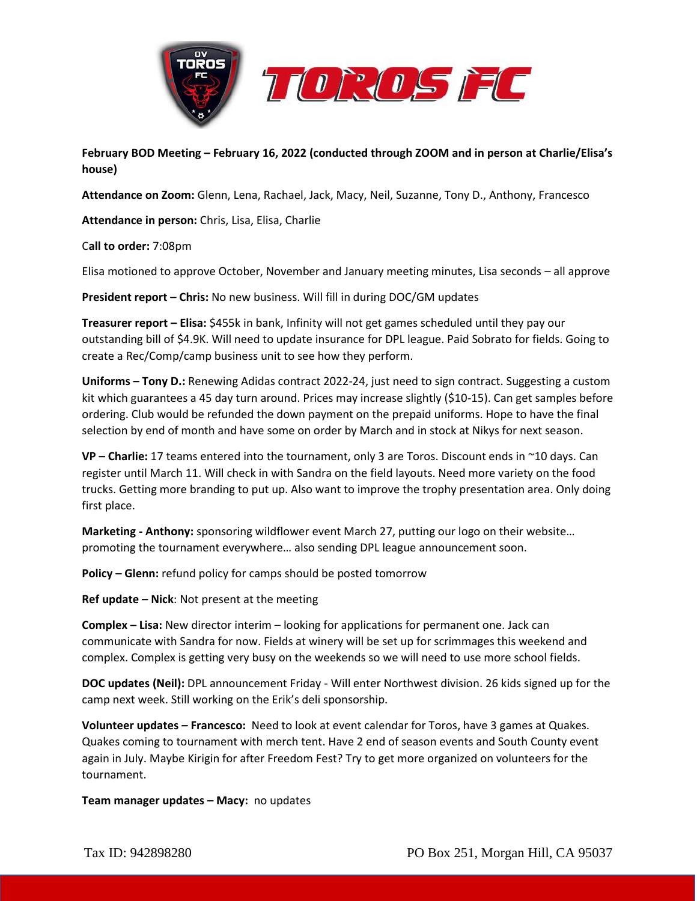**February BOD Meeting – February 16, 2022 (conducted through ZOOM and in person at Charlie/Elisa's house)**

**Attendance on Zoom:** Glenn, Lena, Rachael, Jack, Macy, Neil, Suzanne, Tony D., Anthony, Francesco

**Attendance in person:** Chris, Lisa, Elisa, Charlie

C**all to order:** 7:08pm

Elisa motioned to approve October, November and January meeting minutes, Lisa seconds – all approve

**President report – Chris:** No new business. Will fill in during DOC/GM updates

**Treasurer report – Elisa:** $455k in bank, Infinity will not get games scheduled until they pay our outstanding bill of $4.9K. Will need to update insurance for DPL league. Paid Sobrato for fields. Going to create a Rec/Comp/camp business unit to see how they perform.

**Uniforms – Tony D.:** Renewing Adidas contract 2022-24, just need to sign contract. Suggesting a custom kit which guarantees a 45 day turn around. Prices may increase slightly ($10-15). Can get samples before ordering. Club would be refunded the down payment on the prepaid uniforms. Hope to have the final selection by end of month and have some on order by March and in stock at Nikys for next season.

**VP – Charlie:** 17 teams entered into the tournament, only 3 are Toros. Discount ends in ~10 days. Can register until March 11. Will check in with Sandra on the field layouts. Need more variety on the food trucks. Getting more branding to put up. Also want to improve the trophy presentation area. Only doing first place.

**Marketing - Anthony:** sponsoring wildflower event March 27, putting our logo on their website… promoting the tournament everywhere… also sending DPL league announcement soon.

**Policy – Glenn:** refund policy for camps should be posted tomorrow

**Ref update – Nick**: Not present at the meeting

**Complex – Lisa:** New director interim – looking for applications for permanent one. Jack can communicate with Sandra for now. Fields at winery will be set up for scrimmages this weekend and complex. Complex is getting very busy on the weekends so we will need to use more school fields.

**DOC updates (Neil):** DPL announcement Friday - Will enter Northwest division. 26 kids signed up for the camp next week. Still working on the Erik's deli sponsorship.

**Volunteer updates – Francesco:** Need to look at event calendar for Toros, have 3 games at Quakes. Quakes coming to tournament with merch tent. Have 2 end of season events and South County event again in July. Maybe Kirigin for after Freedom Fest? Try to get more organized on volunteers for the tournament.

**Team manager updates – Macy:** no updates

Tax ID: 942898280 PO Box 251, Morgan Hill, CA 95037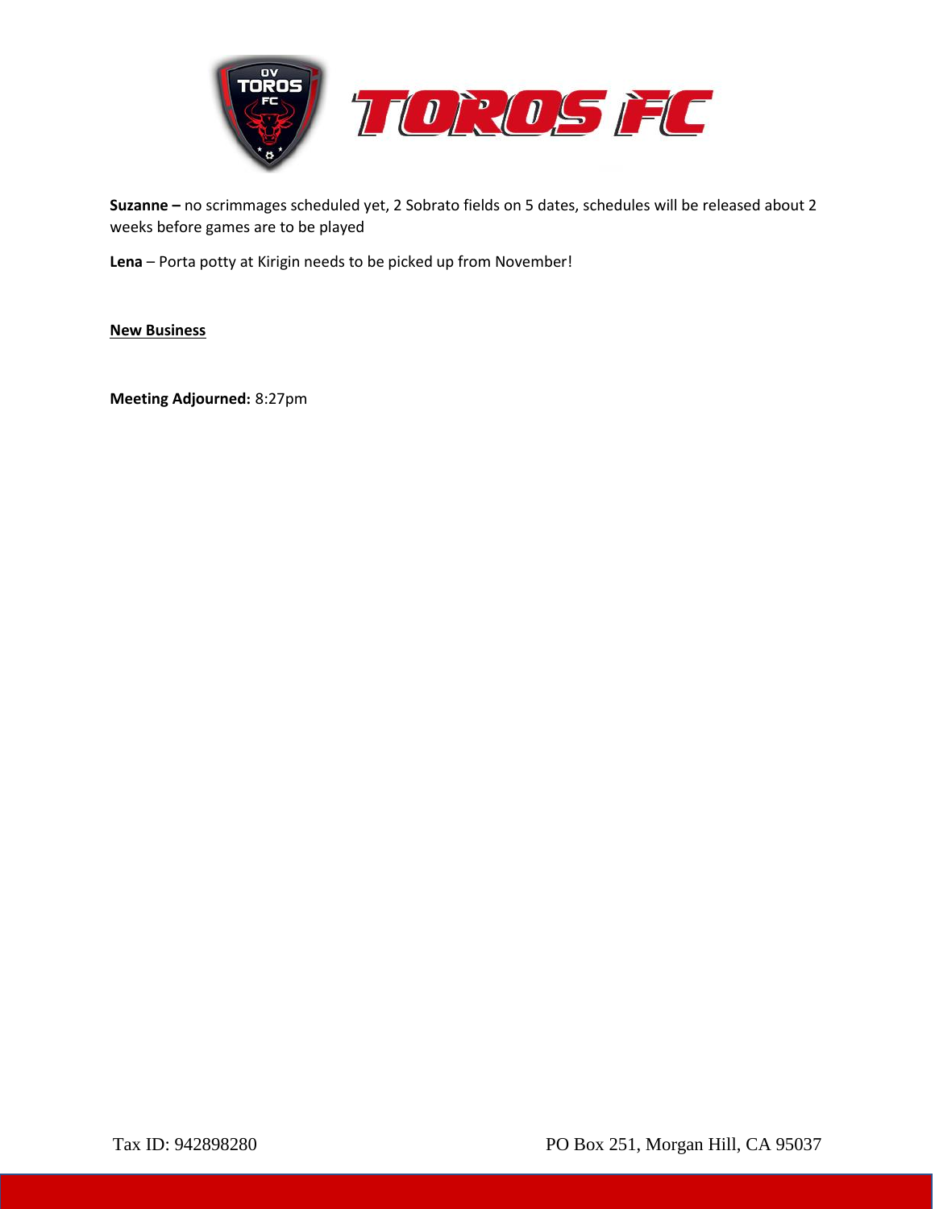**Suzanne –** no scrimmages scheduled yet, 2 Sobrato fields on 5 dates, schedules will be released about 2 weeks before games are to be played

**Lena** – Porta potty at Kirigin needs to be picked up from November!

**New Business**

**Meeting Adjourned:** 8:27pm